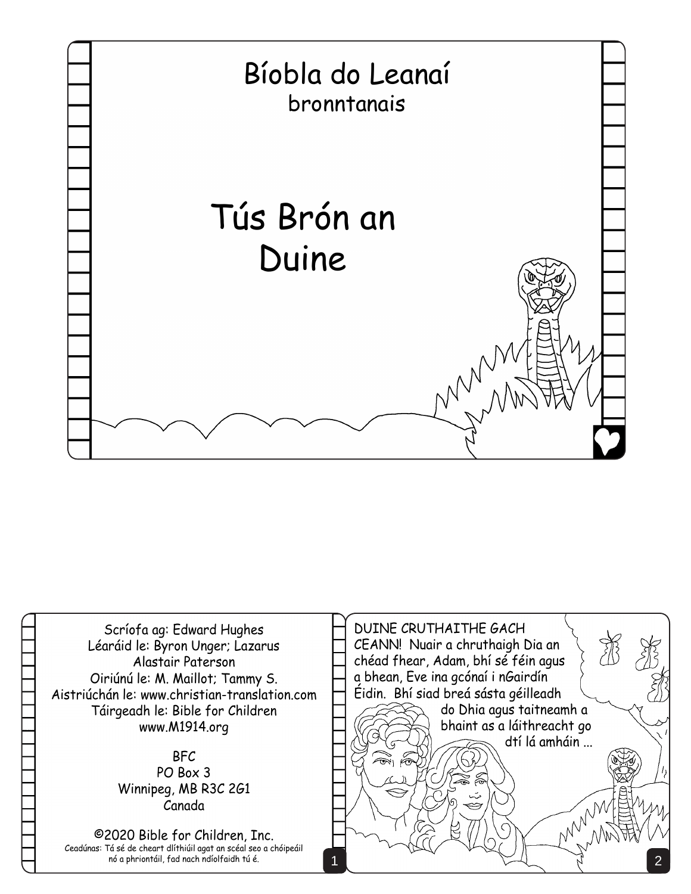# Bíobla do Leanaí

bronntanais

# Tús Brón an Duine

Scríofa ag: Edward Hughes
Léaráid le: Byron Unger; Lazarus
Alastair Paterson
Oiriúnú le: M. Maillot; Tammy S.
Aistriúchán le: www.christian-translation.com
Táirgeadh le: Bible for Children
www.M1914.org

BFC
PO Box 3
Winnipeg, MB R3C 2G1
Canada

©2020 Bible for Children, Inc.
Ceadúnas: Tá sé de cheart dlíthiúil agat an scéal seo a chóipeáil nó a phriontáil, fad nach ndíolfaidh tú é.

DUINE CRUTHAITHE GACH CEANN! Nuair a chruthaigh Dia an chéad fhear, Adam, bhí sé féin agus a bhean, Eve ina gcónaí i nGairdín Éidin. Bhí siad breá sásta géilleadh do Dhia agus taitneamh a bhaint as a láithreacht go dtí lá amháin ...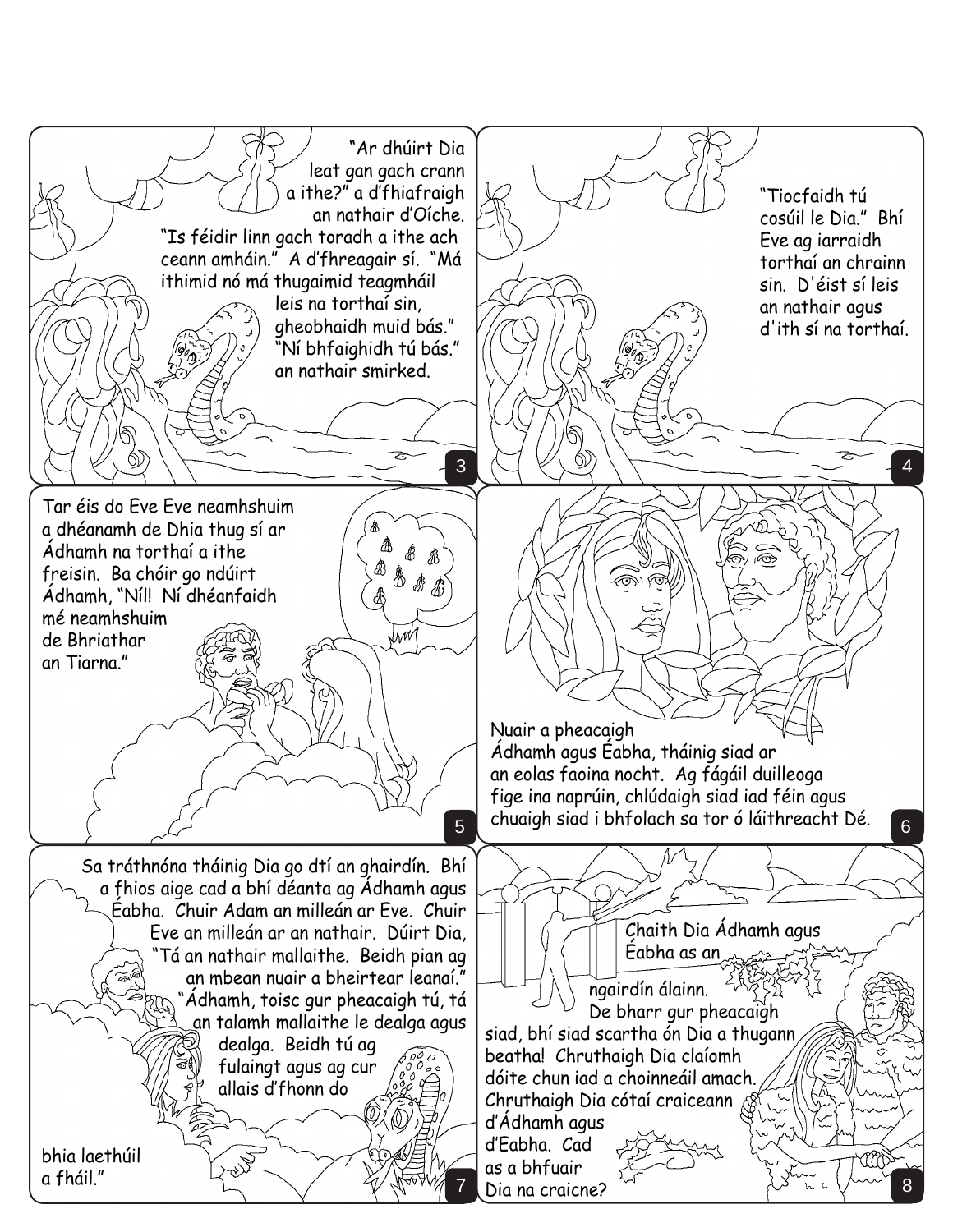"Ar dhúirt Dia leat gan gach crann a ithe?" a d'fhiafraigh an nathair d'Oíche. "Is féidir linn gach toradh a ithe ach ceann amháin." A d'fhreagair sí. "Má ithimid nó má thugaimid teagmháil leis na torthaí sin, gheobhaidh muid bás." "Ní bhfaighidh tú bás." an nathair smirked.

"Tiocfaidh tú cosúil le Dia." Bhí Eve ag iarraidh torthaí an chrainn sin. D'éist sí leis an nathair agus d'ith sí na torthaí.

Tar éis do Eve Eve neamhshuim a dhéanamh de Dhia thug sí ar Ádhamh na torthaí a ithe freisin. Ba chóir go ndúirt Ádhamh, "Níl! Ní dhéanfaidh mé neamhshuim de Bhriathar an Tiarna."

Nuair a pheacaigh Ádhamh agus Éabha, tháinig siad ar an eolas faoina nocht. Ag fágáil duilleoga fige ina naprúin, chlúdaigh siad iad féin agus chuaigh siad i bhfolach sa tor ó láithreacht Dé.

Sa tráthnóna tháinig Dia go dtí an ghairdín. Bhí a fhios aige cad a bhí déanta ag Ádhamh agus Éabha. Chuir Adam an milleán ar Eve. Chuir Eve an milleán ar an nathair. Dúirt Dia, "Tá an nathair mallaithe. Beidh pian ag an mbean nuair a bheirtear leanaí." "Ádhamh, toisc gur pheacaigh tú, tá an talamh mallaithe le dealga agus dealga. Beidh tú ag fulaingt agus ag cur allais d'fhonn do bhia laethúil a fháil."

Chaith Dia Ádhamh agus Éabha as an ngairdín álainn. De bharr gur pheacaigh siad, bhí siad scartha ón Dia a thugann beatha! Chruthaigh Dia claíomh dóite chun iad a choinneáil amach. Chruthaigh Dia cótaí craiceann d'Ádhamh agus d'Eabha. Cad as a bhfuair Dia na craicne?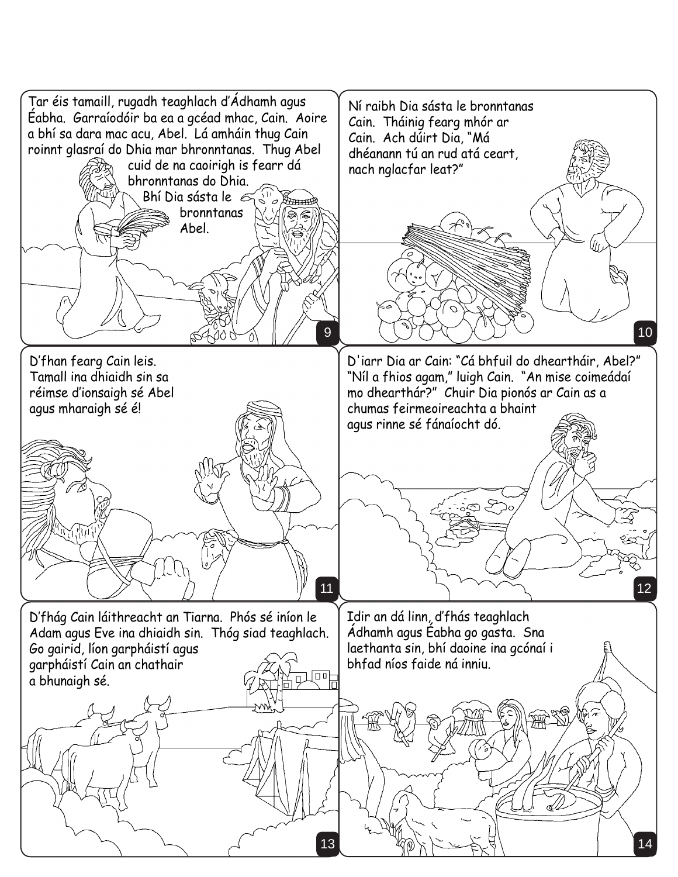Tar éis tamaill, rugadh teaghlach d'Ádhamh agus Éabha. Garraíodóir ba ea a gcéad mhac, Cain. Aoire a bhí sa dara mac acu, Abel. Lá amháin thug Cain roinnt glasraí do Dhia mar bhronntanas. Thug Abel cuid de na caoirigh is fearr dá bhronntanas do Dhia. Bhí Dia sásta le bronntanas Abel.

Ní raibh Dia sásta le bronntanas Cain. Tháinig fearg mhór ar Cain. Ach dúirt Dia, "Má dhéanann tú an rud atá ceart, nach nglacfar leat?"

D'fhan fearg Cain leis. Tamall ina dhiaidh sin sa réimse d'ionsaigh sé Abel agus mharaigh sé é!

D'iarr Dia ar Cain: "Cá bhfuil do dheartháir, Abel?" "Níl a fhios agam," luigh Cain. "An mise coimeádaí mo dhearthár?" Chuir Dia pionós ar Cain as a chumas feirmeoireachta a bhaint agus rinne sé fánaíocht dó.

D'fhág Cain láithreacht an Tiarna. Phós sé iníon le Adam agus Eve ina dhiaidh sin. Thóg siad teaghlach. Go gairid, líon garpháistí agus garpháistí Cain an chathair a bhunaigh sé.

Idir an dá linn, d'fhás teaghlach Ádhamh agus Éabha go gasta. Sna laethanta sin, bhí daoine ina gcónaí i bhfad níos faide ná inniu.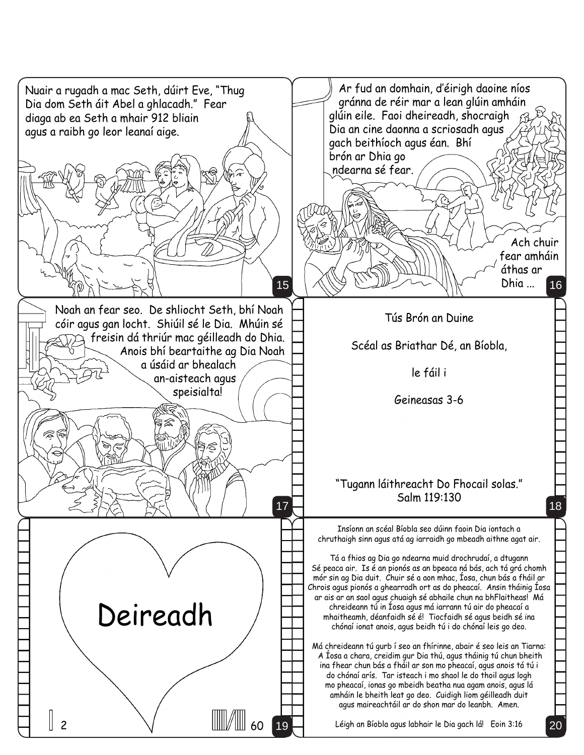Nuair a rugadh a mac Seth, dúirt Eve, "Thug Dia dom Seth áit Abel a ghlacadh." Fear diaga ab ea Seth a mhair 912 bliain agus a raibh go leor leanaí aige.

Ar fud an domhain, d'éirigh daoine níos gránna de réir mar a lean glúin amháin glúin eile. Faoi dheireadh, shocraigh Dia an cine daonna a scriosadh agus gach beithíoch agus éan. Bhí brón ar Dhia go ndearna sé fear.

Ach chuir fear amháin áthas ar Dhia ...

Noah an fear seo. De shliocht Seth, bhí Noah cóir agus gan locht. Shiúil sé le Dia. Mhúin sé freisin dá thriúr mac géilleadh do Dhia. Anois bhí beartaithe ag Dia Noah a úsáid ar bhealach an-aisteach agus speisialta!

Tús Brón an Duine

Scéal as Briathar Dé, an Bíobla,

le fáil i

Geineasas 3-6

"Tugann láithreacht Do Fhocail solas."
Salm 119:130

Deireadh

Insíonn an scéal Bíobla seo dúinn faoin Dia iontach a chruthaigh sinn agus atá ag iarraidh go mbeadh aithne agat air.

Tá a fhios ag Dia go ndearna muid drochrudaí, a dtugann Sé peaca air. Is é an pionós as an bpeaca ná bás, ach tá grá chomh mór sin ag Dia duit. Chuir sé a aon mhac, Íosa, chun bás a fháil ar Chrois agus pionós a ghearradh ort as do pheacaí. Ansin tháinig Íosa ar ais ar an saol agus chuaigh sé abhaile chun na bhFlaitheas! Má chreideann tú in Íosa agus má iarrann tú air do pheacaí a mhaitheamh, déanfaidh sé é! Tiocfaidh sé agus beidh sé ina chónaí ionat anois, agus beidh tú i do chónaí leis go deo.

Má chreideann tú gurb í seo an fhírinne, abair é seo leis an Tiarna: A Íosa a chara, creidim gur Dia thú, agus tháinig tú chun bheith ina fhear chun bás a fháil ar son mo pheacaí, agus anois tá tú i do chónaí arís. Tar isteach i mo shaol le do thoil agus logh mo pheacaí, ionas go mbeidh beatha nua agam anois, agus lá amháin le bheith leat go deo. Cuidigh liom géilleadh duit agus maireachtáil ar do shon mar do leanbh. Amen.

Léigh an Bíobla agus labhair le Dia gach lá! Eoin 3:16